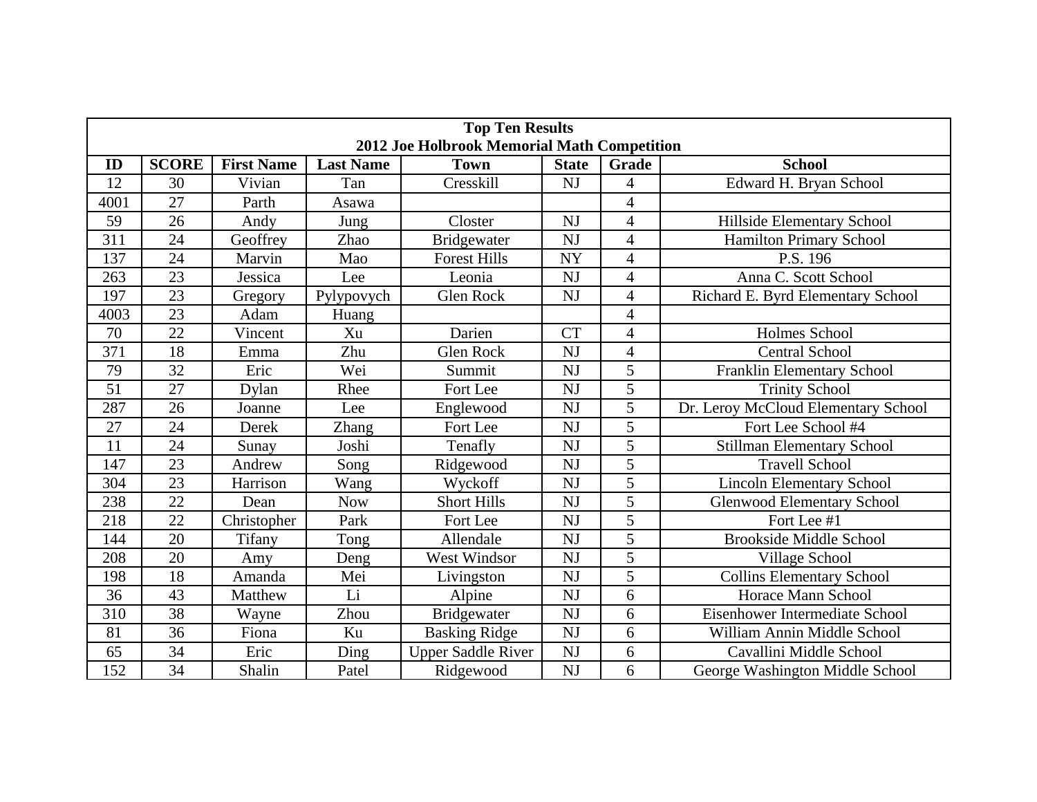| Top Ten Results<br>2012 Joe Holbrook Memorial Math Competition | | | | | | | |
|---|---|---|---|---|---|---|---|
| **ID** | **SCORE** | **First Name** | **Last Name** | **Town** | **State** | **Grade** | **School** |
| 12 | 30 | Vivian | Tan | Cresskill | NJ | 4 | Edward H. Bryan School |
| 4001 | 27 | Parth | Asawa | | | 4 | |
| 59 | 26 | Andy | Jung | Closter | NJ | 4 | Hillside Elementary School |
| 311 | 24 | Geoffrey | Zhao | Bridgewater | NJ | 4 | Hamilton Primary School |
| 137 | 24 | Marvin | Mao | Forest Hills | NY | 4 | P.S. 196 |
| 263 | 23 | Jessica | Lee | Leonia | NJ | 4 | Anna C. Scott School |
| 197 | 23 | Gregory | Pylypovych | Glen Rock | NJ | 4 | Richard E. Byrd Elementary School |
| 4003 | 23 | Adam | Huang | | | 4 | |
| 70 | 22 | Vincent | Xu | Darien | CT | 4 | Holmes School |
| 371 | 18 | Emma | Zhu | Glen Rock | NJ | 4 | Central School |
| 79 | 32 | Eric | Wei | Summit | NJ | 5 | Franklin Elementary School |
| 51 | 27 | Dylan | Rhee | Fort Lee | NJ | 5 | Trinity School |
| 287 | 26 | Joanne | Lee | Englewood | NJ | 5 | Dr. Leroy McCloud Elementary School |
| 27 | 24 | Derek | Zhang | Fort Lee | NJ | 5 | Fort Lee School #4 |
| 11 | 24 | Sunay | Joshi | Tenafly | NJ | 5 | Stillman Elementary School |
| 147 | 23 | Andrew | Song | Ridgewood | NJ | 5 | Travell School |
| 304 | 23 | Harrison | Wang | Wyckoff | NJ | 5 | Lincoln Elementary School |
| 238 | 22 | Dean | Now | Short Hills | NJ | 5 | Glenwood Elementary School |
| 218 | 22 | Christopher | Park | Fort Lee | NJ | 5 | Fort Lee #1 |
| 144 | 20 | Tifany | Tong | Allendale | NJ | 5 | Brookside Middle School |
| 208 | 20 | Amy | Deng | West Windsor | NJ | 5 | Village School |
| 198 | 18 | Amanda | Mei | Livingston | NJ | 5 | Collins Elementary School |
| 36 | 43 | Matthew | Li | Alpine | NJ | 6 | Horace Mann School |
| 310 | 38 | Wayne | Zhou | Bridgewater | NJ | 6 | Eisenhower Intermediate School |
| 81 | 36 | Fiona | Ku | Basking Ridge | NJ | 6 | William Annin Middle School |
| 65 | 34 | Eric | Ding | Upper Saddle River | NJ | 6 | Cavallini Middle School |
| 152 | 34 | Shalin | Patel | Ridgewood | NJ | 6 | George Washington Middle School |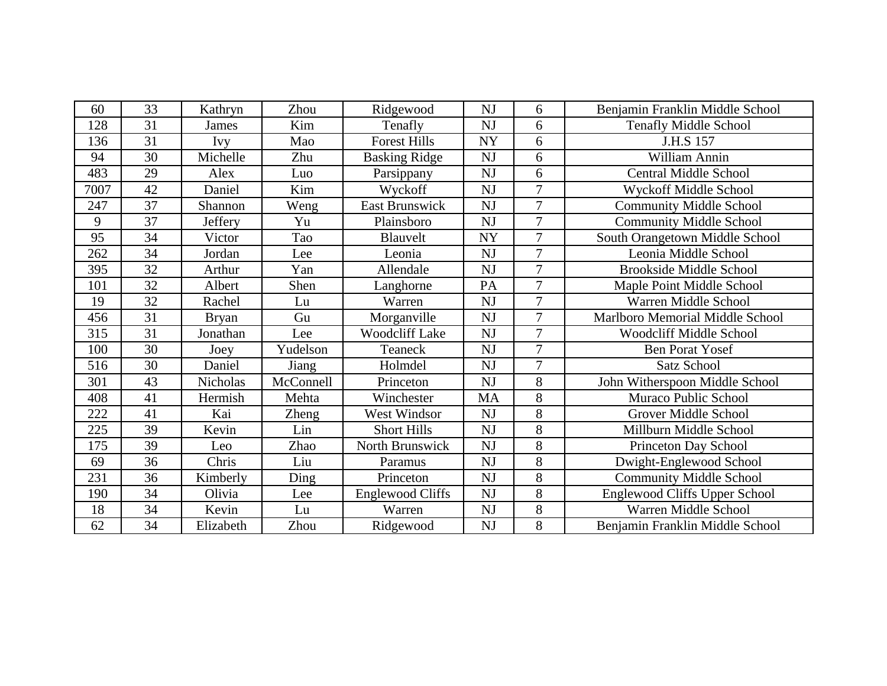| | | | | | | | |
|---|---|---|---|---|---|---|---|
| 60 | 33 | Kathryn | Zhou | Ridgewood | NJ | 6 | Benjamin Franklin Middle School |
| 128 | 31 | James | Kim | Tenafly | NJ | 6 | Tenafly Middle School |
| 136 | 31 | Ivy | Mao | Forest Hills | NY | 6 | J.H.S 157 |
| 94 | 30 | Michelle | Zhu | Basking Ridge | NJ | 6 | William Annin |
| 483 | 29 | Alex | Luo | Parsippany | NJ | 6 | Central Middle School |
| 7007 | 42 | Daniel | Kim | Wyckoff | NJ | 7 | Wyckoff Middle School |
| 247 | 37 | Shannon | Weng | East Brunswick | NJ | 7 | Community Middle School |
| 9 | 37 | Jeffery | Yu | Plainsboro | NJ | 7 | Community Middle School |
| 95 | 34 | Victor | Tao | Blauvelt | NY | 7 | South Orangetown Middle School |
| 262 | 34 | Jordan | Lee | Leonia | NJ | 7 | Leonia Middle School |
| 395 | 32 | Arthur | Yan | Allendale | NJ | 7 | Brookside Middle School |
| 101 | 32 | Albert | Shen | Langhorne | PA | 7 | Maple Point Middle School |
| 19 | 32 | Rachel | Lu | Warren | NJ | 7 | Warren Middle School |
| 456 | 31 | Bryan | Gu | Morganville | NJ | 7 | Marlboro Memorial Middle School |
| 315 | 31 | Jonathan | Lee | Woodcliff Lake | NJ | 7 | Woodcliff Middle School |
| 100 | 30 | Joey | Yudelson | Teaneck | NJ | 7 | Ben Porat Yosef |
| 516 | 30 | Daniel | Jiang | Holmdel | NJ | 7 | Satz School |
| 301 | 43 | Nicholas | McConnell | Princeton | NJ | 8 | John Witherspoon Middle School |
| 408 | 41 | Hermish | Mehta | Winchester | MA | 8 | Muraco Public School |
| 222 | 41 | Kai | Zheng | West Windsor | NJ | 8 | Grover Middle School |
| 225 | 39 | Kevin | Lin | Short Hills | NJ | 8 | Millburn Middle School |
| 175 | 39 | Leo | Zhao | North Brunswick | NJ | 8 | Princeton Day School |
| 69 | 36 | Chris | Liu | Paramus | NJ | 8 | Dwight-Englewood School |
| 231 | 36 | Kimberly | Ding | Princeton | NJ | 8 | Community Middle School |
| 190 | 34 | Olivia | Lee | Englewood Cliffs | NJ | 8 | Englewood Cliffs Upper School |
| 18 | 34 | Kevin | Lu | Warren | NJ | 8 | Warren Middle School |
| 62 | 34 | Elizabeth | Zhou | Ridgewood | NJ | 8 | Benjamin Franklin Middle School |